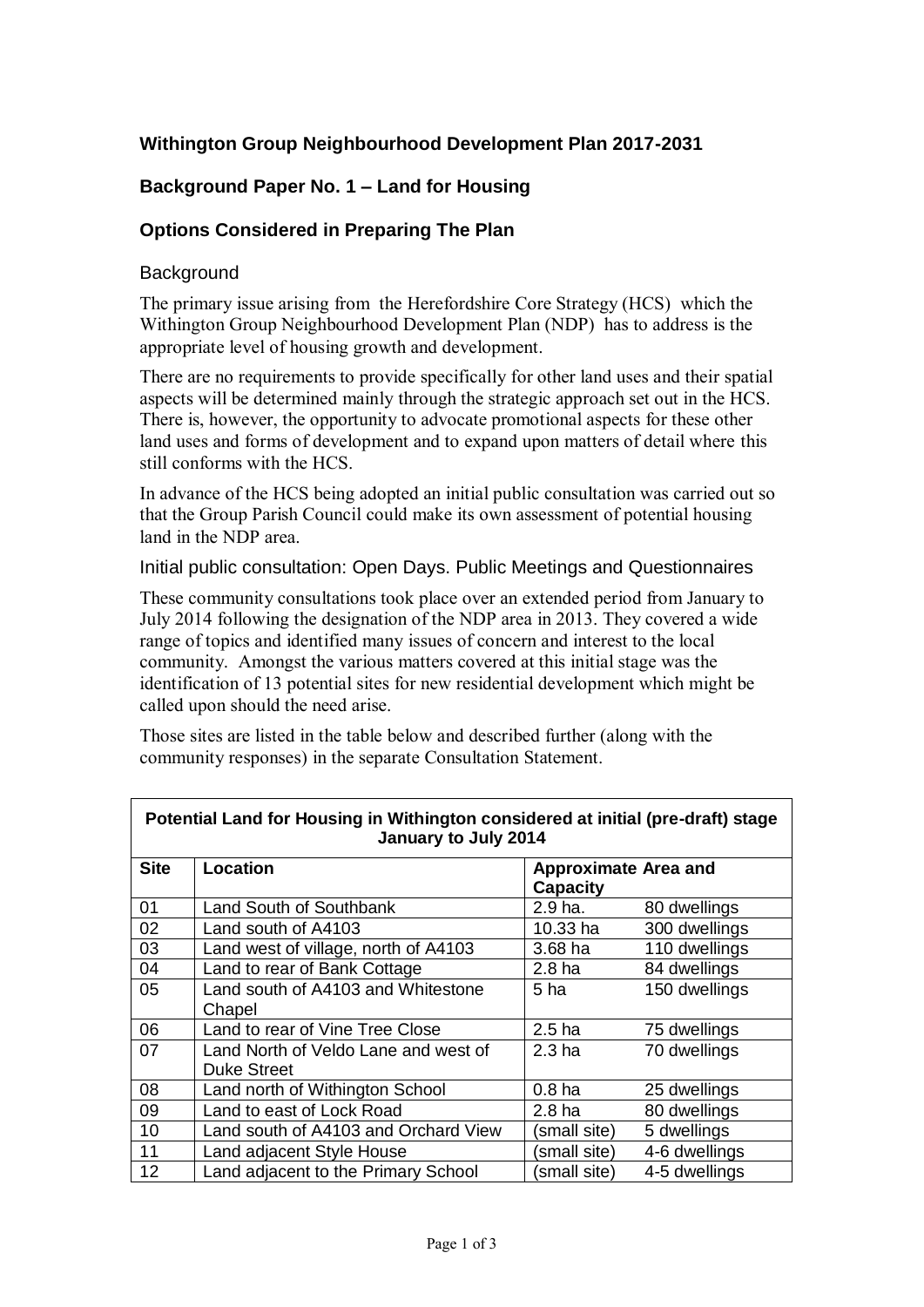## Withington Group Neighbourhood Development Plan 2017-2031

### Background Paper No. 1 – Land for Housing

### Options Considered in Preparing The Plan

#### Background

The primary issue arising from the Herefordshire Core Strategy (HCS) which the Withington Group Neighbourhood Development Plan (NDP) has to address is the appropriate level of housing growth and development.

There are no requirements to provide specifically for other land uses and their spatial aspects will be determined mainly through the strategic approach set out in the HCS. There is, however, the opportunity to advocate promotional aspects for these other land uses and forms of development and to expand upon matters of detail where this still conforms with the HCS.

In advance of the HCS being adopted an initial public consultation was carried out so that the Group Parish Council could make its own assessment of potential housing land in the NDP area.

#### Initial public consultation: Open Days. Public Meetings and Questionnaires

These community consultations took place over an extended period from January to July 2014 following the designation of the NDP area in 2013. They covered a wide range of topics and identified many issues of concern and interest to the local community. Amongst the various matters covered at this initial stage was the identification of 13 potential sites for new residential development which might be called upon should the need arise.

Those sites are listed in the table below and described further (along with the community responses) in the separate Consultation Statement.

**Potential Land for Housing in Withington considered at initial (pre-draft) stage January to July 2014**

| Site | Location | Approximate Area and Capacity | |
|---|---|---|---|
| 01 | Land South of Southbank | 2.9 ha. | 80 dwellings |
| 02 | Land south of A4103 | 10.33 ha | 300 dwellings |
| 03 | Land west of village, north of A4103 | 3.68 ha | 110 dwellings |
| 04 | Land to rear of Bank Cottage | 2.8 ha | 84 dwellings |
| 05 | Land south of A4103 and Whitestone Chapel | 5 ha | 150 dwellings |
| 06 | Land to rear of Vine Tree Close | 2.5 ha | 75 dwellings |
| 07 | Land North of Veldo Lane and west of Duke Street | 2.3 ha | 70 dwellings |
| 08 | Land north of Withington School | 0.8 ha | 25 dwellings |
| 09 | Land to east of Lock Road | 2.8 ha | 80 dwellings |
| 10 | Land south of A4103 and Orchard View | (small site) | 5 dwellings |
| 11 | Land adjacent Style House | (small site) | 4-6 dwellings |
| 12 | Land adjacent to the Primary School | (small site) | 4-5 dwellings |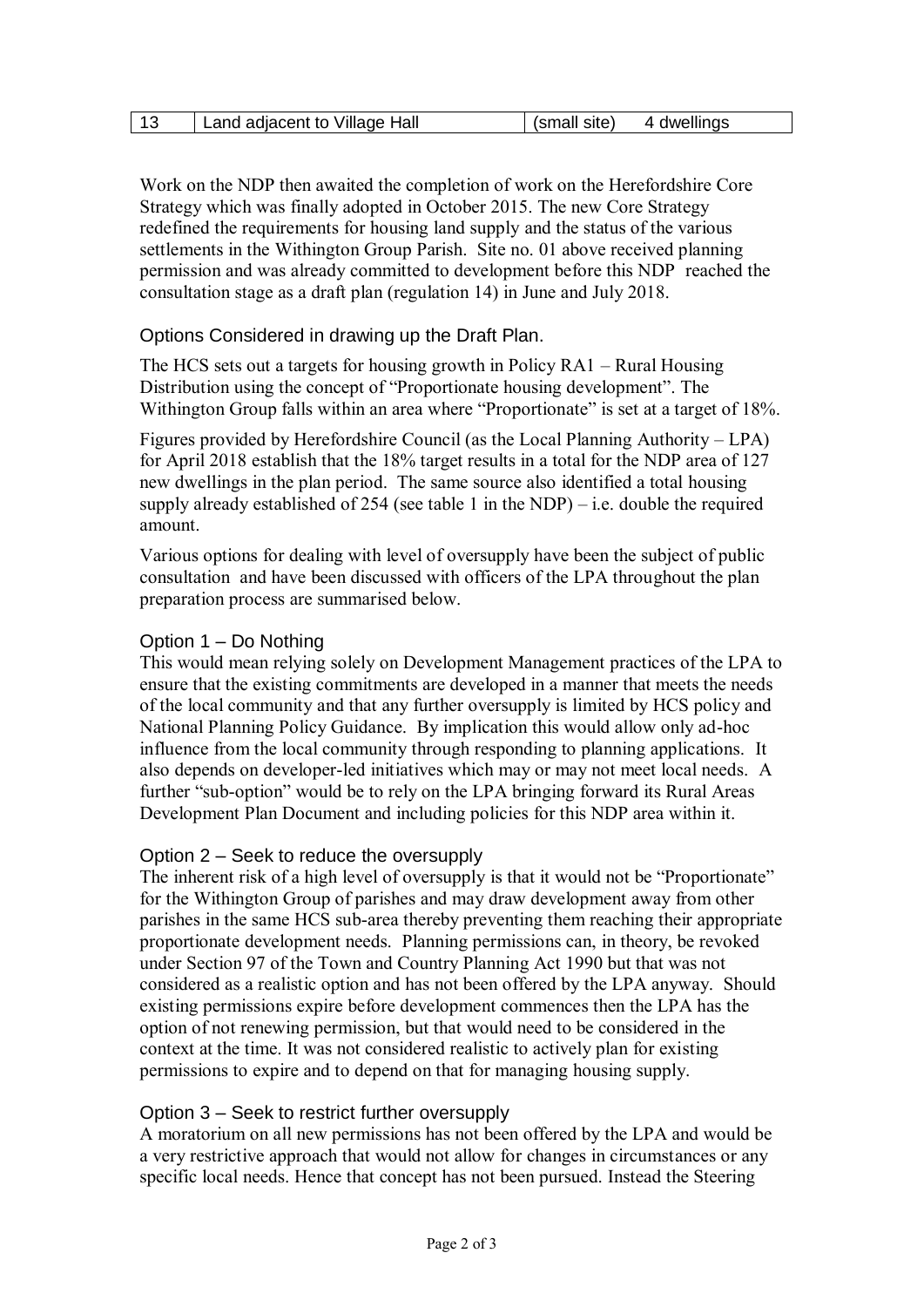| 13 | Land adjacent to Village Hall | (small site) | 4 dwellings |
|---|---|---|---|

Work on the NDP then awaited the completion of work on the Herefordshire Core Strategy which was finally adopted in October 2015. The new Core Strategy redefined the requirements for housing land supply and the status of the various settlements in the Withington Group Parish. Site no. 01 above received planning permission and was already committed to development before this NDP reached the consultation stage as a draft plan (regulation 14) in June and July 2018.

## Options Considered in drawing up the Draft Plan.

The HCS sets out a targets for housing growth in Policy RA1 – Rural Housing Distribution using the concept of "Proportionate housing development". The Withington Group falls within an area where "Proportionate" is set at a target of 18%.

Figures provided by Herefordshire Council (as the Local Planning Authority – LPA) for April 2018 establish that the 18% target results in a total for the NDP area of 127 new dwellings in the plan period. The same source also identified a total housing supply already established of 254 (see table 1 in the NDP) – i.e. double the required amount.

Various options for dealing with level of oversupply have been the subject of public consultation and have been discussed with officers of the LPA throughout the plan preparation process are summarised below.

### Option 1 – Do Nothing

This would mean relying solely on Development Management practices of the LPA to ensure that the existing commitments are developed in a manner that meets the needs of the local community and that any further oversupply is limited by HCS policy and National Planning Policy Guidance. By implication this would allow only ad-hoc influence from the local community through responding to planning applications. It also depends on developer-led initiatives which may or may not meet local needs. A further "sub-option" would be to rely on the LPA bringing forward its Rural Areas Development Plan Document and including policies for this NDP area within it.

### Option 2 – Seek to reduce the oversupply

The inherent risk of a high level of oversupply is that it would not be "Proportionate" for the Withington Group of parishes and may draw development away from other parishes in the same HCS sub-area thereby preventing them reaching their appropriate proportionate development needs. Planning permissions can, in theory, be revoked under Section 97 of the Town and Country Planning Act 1990 but that was not considered as a realistic option and has not been offered by the LPA anyway. Should existing permissions expire before development commences then the LPA has the option of not renewing permission, but that would need to be considered in the context at the time. It was not considered realistic to actively plan for existing permissions to expire and to depend on that for managing housing supply.

### Option 3 – Seek to restrict further oversupply

A moratorium on all new permissions has not been offered by the LPA and would be a very restrictive approach that would not allow for changes in circumstances or any specific local needs. Hence that concept has not been pursued. Instead the Steering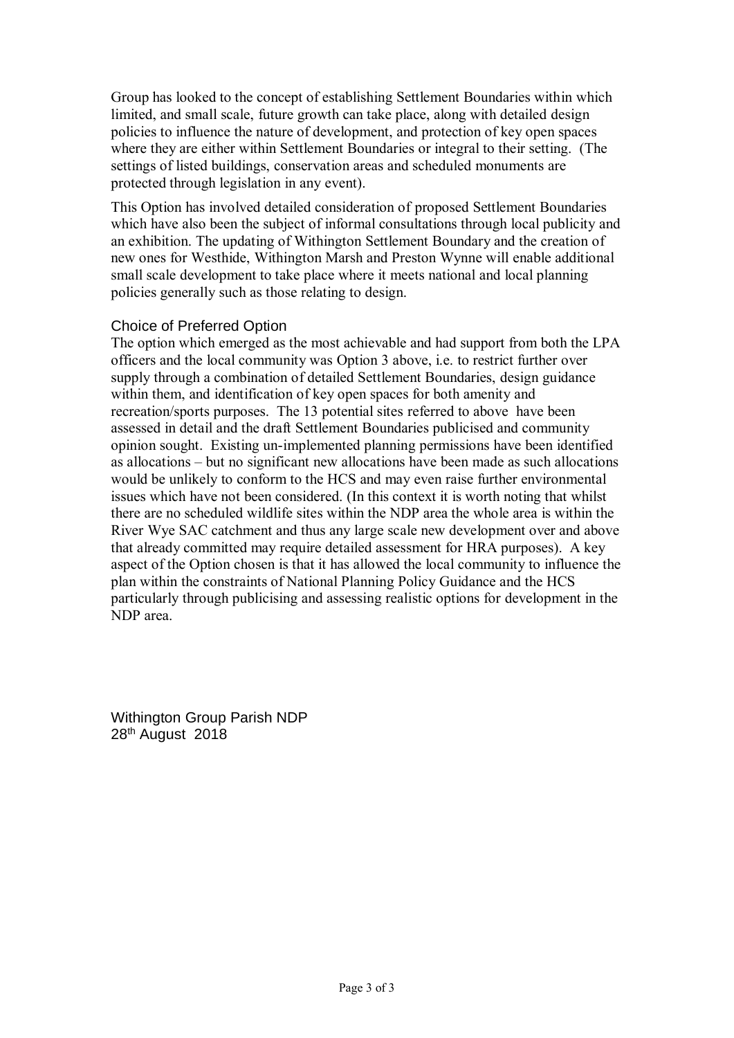Group has looked to the concept of establishing Settlement Boundaries within which limited, and small scale, future growth can take place, along with detailed design policies to influence the nature of development, and protection of key open spaces where they are either within Settlement Boundaries or integral to their setting. (The settings of listed buildings, conservation areas and scheduled monuments are protected through legislation in any event).

This Option has involved detailed consideration of proposed Settlement Boundaries which have also been the subject of informal consultations through local publicity and an exhibition. The updating of Withington Settlement Boundary and the creation of new ones for Westhide, Withington Marsh and Preston Wynne will enable additional small scale development to take place where it meets national and local planning policies generally such as those relating to design.

### Choice of Preferred Option

The option which emerged as the most achievable and had support from both the LPA officers and the local community was Option 3 above, i.e. to restrict further over supply through a combination of detailed Settlement Boundaries, design guidance within them, and identification of key open spaces for both amenity and recreation/sports purposes. The 13 potential sites referred to above have been assessed in detail and the draft Settlement Boundaries publicised and community opinion sought. Existing un-implemented planning permissions have been identified as allocations – but no significant new allocations have been made as such allocations would be unlikely to conform to the HCS and may even raise further environmental issues which have not been considered. (In this context it is worth noting that whilst there are no scheduled wildlife sites within the NDP area the whole area is within the River Wye SAC catchment and thus any large scale new development over and above that already committed may require detailed assessment for HRA purposes). A key aspect of the Option chosen is that it has allowed the local community to influence the plan within the constraints of National Planning Policy Guidance and the HCS particularly through publicising and assessing realistic options for development in the NDP area.

Withington Group Parish NDP
28th August 2018